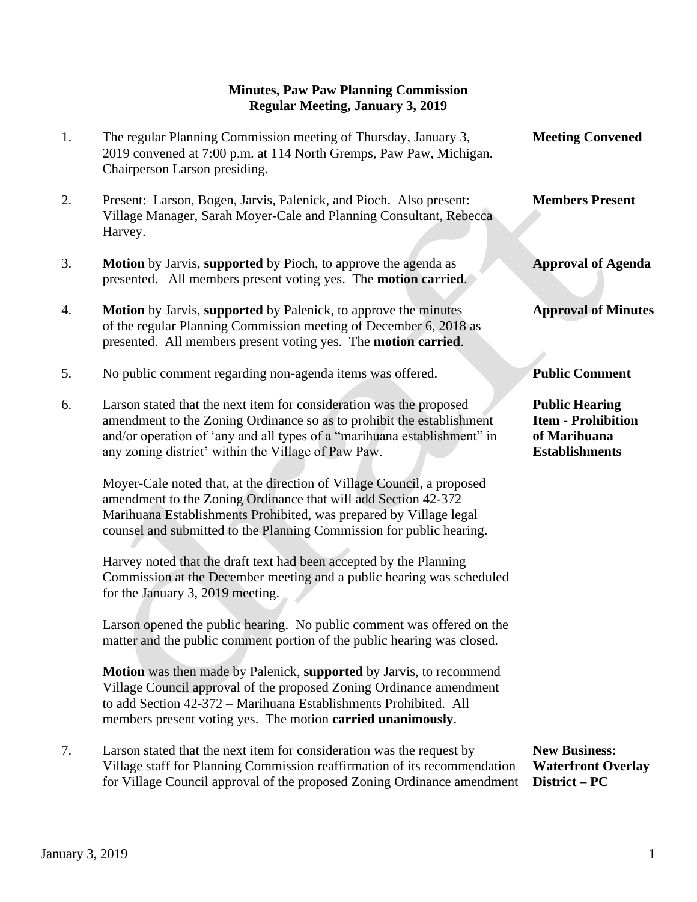**Minutes, Paw Paw Planning Commission**
**Regular Meeting, January 3, 2019**

1. The regular Planning Commission meeting of Thursday, January 3, 2019 convened at 7:00 p.m. at 114 North Gremps, Paw Paw, Michigan. Chairperson Larson presiding. **Meeting Convened**

2. Present: Larson, Bogen, Jarvis, Palenick, and Pioch. Also present: Village Manager, Sarah Moyer-Cale and Planning Consultant, Rebecca Harvey. **Members Present**

3. **Motion** by Jarvis, **supported** by Pioch, to approve the agenda as presented. All members present voting yes. The **motion carried**. **Approval of Agenda**

4. **Motion** by Jarvis, **supported** by Palenick, to approve the minutes of the regular Planning Commission meeting of December 6, 2018 as presented. All members present voting yes. The **motion carried**. **Approval of Minutes**

5. No public comment regarding non-agenda items was offered. **Public Comment**

6. Larson stated that the next item for consideration was the proposed amendment to the Zoning Ordinance so as to prohibit the establishment and/or operation of 'any and all types of a "marihuana establishment" in any zoning district' within the Village of Paw Paw. **Public Hearing Item - Prohibition of Marihuana Establishments**

   Moyer-Cale noted that, at the direction of Village Council, a proposed amendment to the Zoning Ordinance that will add Section 42-372 – Marihuana Establishments Prohibited, was prepared by Village legal counsel and submitted to the Planning Commission for public hearing.

   Harvey noted that the draft text had been accepted by the Planning Commission at the December meeting and a public hearing was scheduled for the January 3, 2019 meeting.

   Larson opened the public hearing. No public comment was offered on the matter and the public comment portion of the public hearing was closed.

   **Motion** was then made by Palenick, **supported** by Jarvis, to recommend Village Council approval of the proposed Zoning Ordinance amendment to add Section 42-372 – Marihuana Establishments Prohibited. All members present voting yes. The motion **carried unanimously**.

7. Larson stated that the next item for consideration was the request by Village staff for Planning Commission reaffirmation of its recommendation for Village Council approval of the proposed Zoning Ordinance amendment **New Business: Waterfront Overlay District – PC**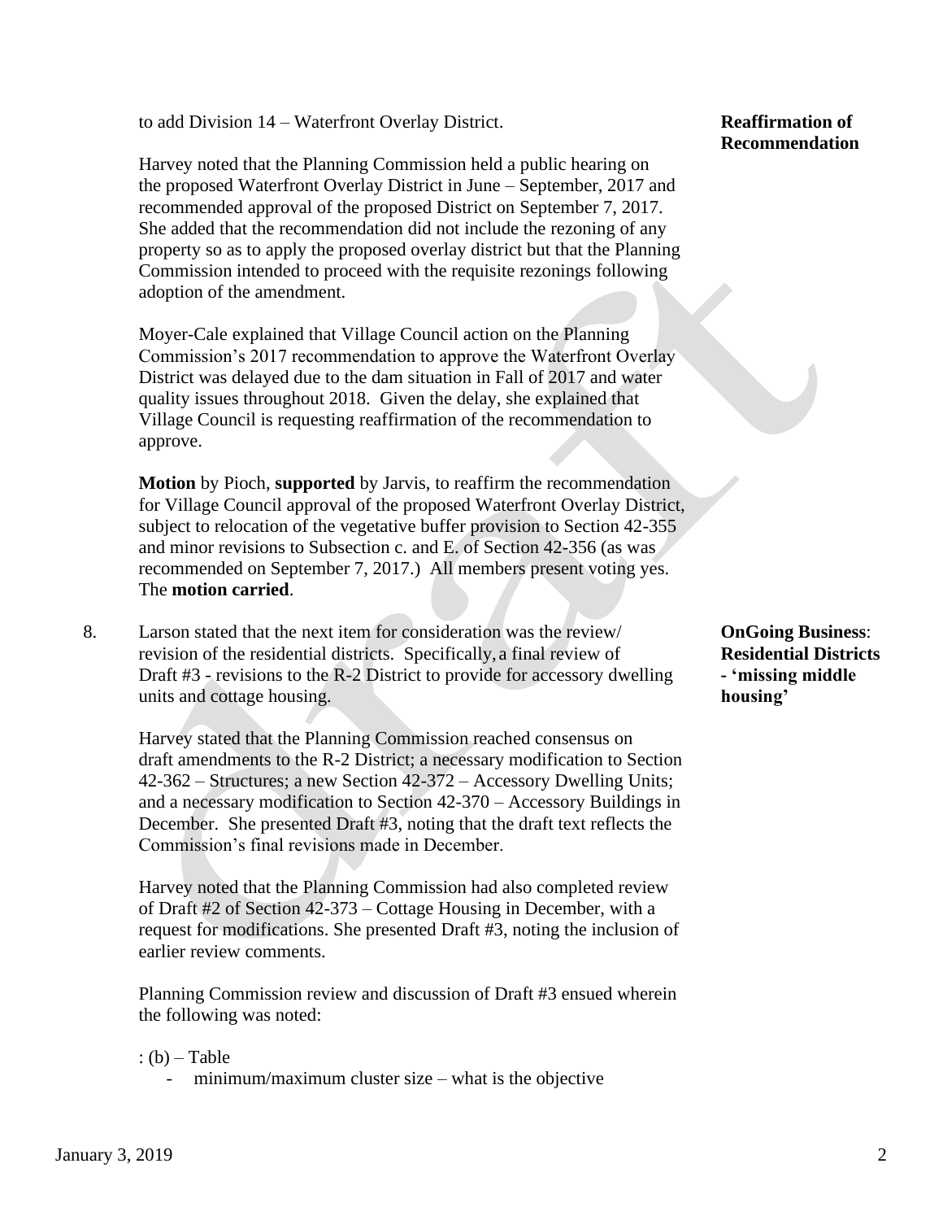to add Division 14 – Waterfront Overlay District.

**Reaffirmation of Recommendation**

Harvey noted that the Planning Commission held a public hearing on the proposed Waterfront Overlay District in June – September, 2017 and recommended approval of the proposed District on September 7, 2017. She added that the recommendation did not include the rezoning of any property so as to apply the proposed overlay district but that the Planning Commission intended to proceed with the requisite rezonings following adoption of the amendment.

Moyer-Cale explained that Village Council action on the Planning Commission's 2017 recommendation to approve the Waterfront Overlay District was delayed due to the dam situation in Fall of 2017 and water quality issues throughout 2018. Given the delay, she explained that Village Council is requesting reaffirmation of the recommendation to approve.

**Motion** by Pioch, **supported** by Jarvis, to reaffirm the recommendation for Village Council approval of the proposed Waterfront Overlay District, subject to relocation of the vegetative buffer provision to Section 42-355 and minor revisions to Subsection c. and E. of Section 42-356 (as was recommended on September 7, 2017.) All members present voting yes. The **motion carried**.

8. Larson stated that the next item for consideration was the review/ revision of the residential districts. Specifically, a final review of Draft #3 - revisions to the R-2 District to provide for accessory dwelling units and cottage housing.

**OnGoing Business**: **Residential Districts - 'missing middle housing'**

Harvey stated that the Planning Commission reached consensus on draft amendments to the R-2 District; a necessary modification to Section 42-362 – Structures; a new Section 42-372 – Accessory Dwelling Units; and a necessary modification to Section 42-370 – Accessory Buildings in December. She presented Draft #3, noting that the draft text reflects the Commission's final revisions made in December.

Harvey noted that the Planning Commission had also completed review of Draft #2 of Section 42-373 – Cottage Housing in December, with a request for modifications. She presented Draft #3, noting the inclusion of earlier review comments.

Planning Commission review and discussion of Draft #3 ensued wherein the following was noted:

: (b) – Table

- minimum/maximum cluster size – what is the objective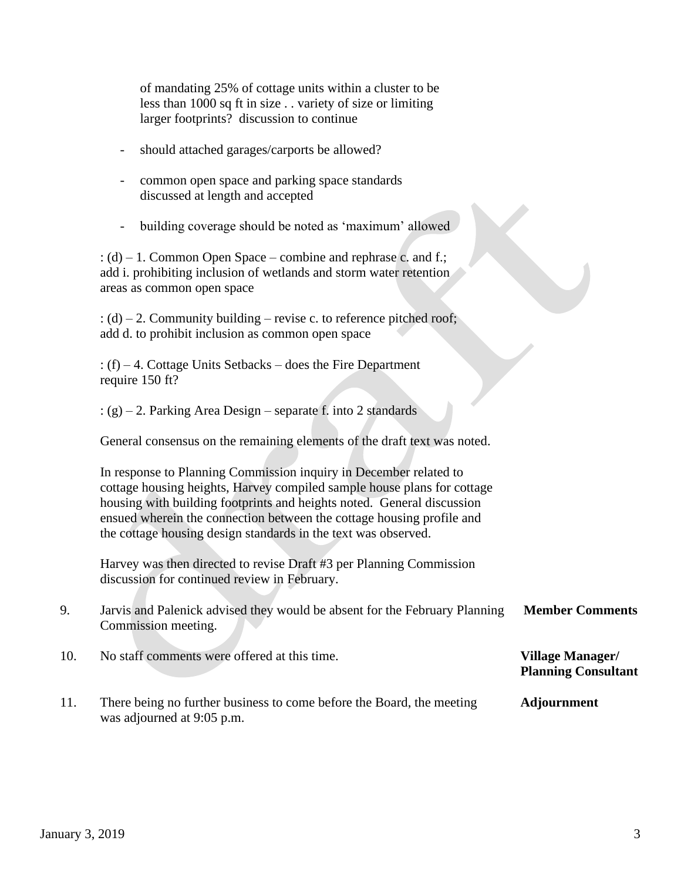of mandating 25% of cottage units within a cluster to be less than 1000 sq ft in size . . variety of size or limiting larger footprints? discussion to continue

- should attached garages/carports be allowed?

- common open space and parking space standards discussed at length and accepted

- building coverage should be noted as 'maximum' allowed

: (d) – 1. Common Open Space – combine and rephrase c. and f.; add i. prohibiting inclusion of wetlands and storm water retention areas as common open space

: (d) – 2. Community building – revise c. to reference pitched roof; add d. to prohibit inclusion as common open space

: (f) – 4. Cottage Units Setbacks – does the Fire Department require 150 ft?

: (g) – 2. Parking Area Design – separate f. into 2 standards

General consensus on the remaining elements of the draft text was noted.

In response to Planning Commission inquiry in December related to cottage housing heights, Harvey compiled sample house plans for cottage housing with building footprints and heights noted. General discussion ensued wherein the connection between the cottage housing profile and the cottage housing design standards in the text was observed.

Harvey was then directed to revise Draft #3 per Planning Commission discussion for continued review in February.

9. Jarvis and Palenick advised they would be absent for the February Planning Commission meeting. **Member Comments**

10. No staff comments were offered at this time. **Village Manager/ Planning Consultant**

11. There being no further business to come before the Board, the meeting was adjourned at 9:05 p.m. **Adjournment**